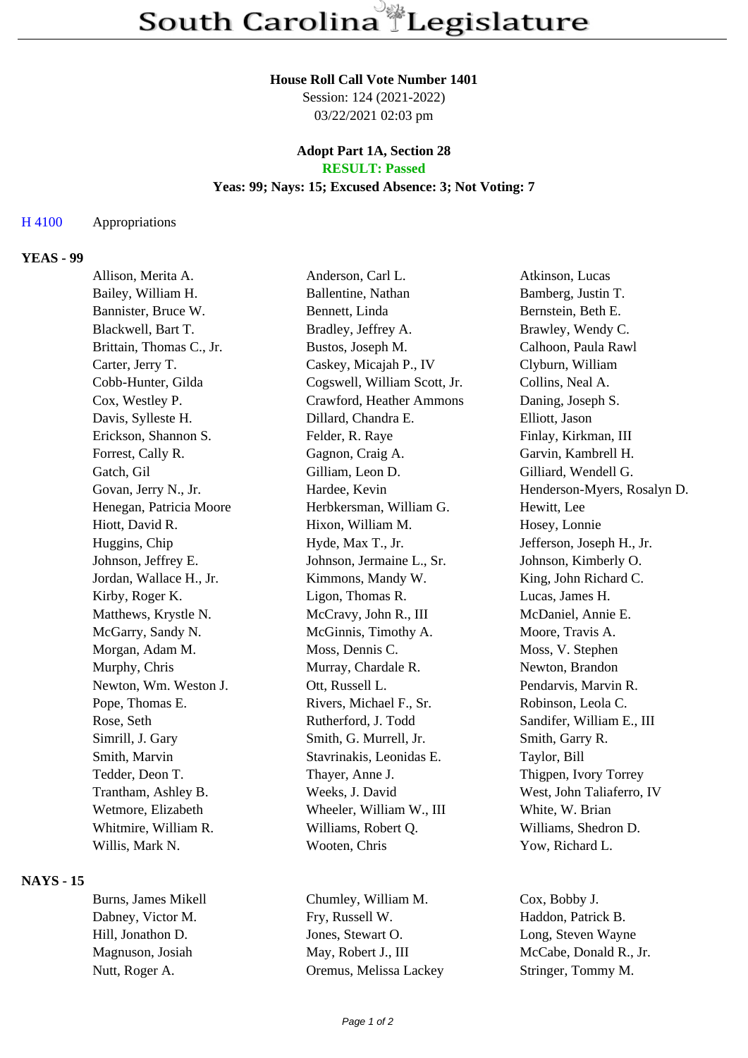# South Carolina Legislature

**House Roll Call Vote Number 1401**
Session: 124 (2021-2022)
03/22/2021 02:03 pm

**Adopt Part 1A, Section 28**
**RESULT: Passed**
**Yeas: 99; Nays: 15; Excused Absence: 3; Not Voting: 7**

H 4100 Appropriations

## YEAS - 99

| | | |
|---|---|---|
| Allison, Merita A. | Anderson, Carl L. | Atkinson, Lucas |
| Bailey, William H. | Ballentine, Nathan | Bamberg, Justin T. |
| Bannister, Bruce W. | Bennett, Linda | Bernstein, Beth E. |
| Blackwell, Bart T. | Bradley, Jeffrey A. | Brawley, Wendy C. |
| Brittain, Thomas C., Jr. | Bustos, Joseph M. | Calhoon, Paula Rawl |
| Carter, Jerry T. | Caskey, Micajah P., IV | Clyburn, William |
| Cobb-Hunter, Gilda | Cogswell, William Scott, Jr. | Collins, Neal A. |
| Cox, Westley P. | Crawford, Heather Ammons | Daning, Joseph S. |
| Davis, Sylleste H. | Dillard, Chandra E. | Elliott, Jason |
| Erickson, Shannon S. | Felder, R. Raye | Finlay, Kirkman, III |
| Forrest, Cally R. | Gagnon, Craig A. | Garvin, Kambrell H. |
| Gatch, Gil | Gilliam, Leon D. | Gilliard, Wendell G. |
| Govan, Jerry N., Jr. | Hardee, Kevin | Henderson-Myers, Rosalyn D. |
| Henegan, Patricia Moore | Herbkersman, William G. | Hewitt, Lee |
| Hiott, David R. | Hixon, William M. | Hosey, Lonnie |
| Huggins, Chip | Hyde, Max T., Jr. | Jefferson, Joseph H., Jr. |
| Johnson, Jeffrey E. | Johnson, Jermaine L., Sr. | Johnson, Kimberly O. |
| Jordan, Wallace H., Jr. | Kimmons, Mandy W. | King, John Richard C. |
| Kirby, Roger K. | Ligon, Thomas R. | Lucas, James H. |
| Matthews, Krystle N. | McCravy, John R., III | McDaniel, Annie E. |
| McGarry, Sandy N. | McGinnis, Timothy A. | Moore, Travis A. |
| Morgan, Adam M. | Moss, Dennis C. | Moss, V. Stephen |
| Murphy, Chris | Murray, Chardale R. | Newton, Brandon |
| Newton, Wm. Weston J. | Ott, Russell L. | Pendarvis, Marvin R. |
| Pope, Thomas E. | Rivers, Michael F., Sr. | Robinson, Leola C. |
| Rose, Seth | Rutherford, J. Todd | Sandifer, William E., III |
| Simrill, J. Gary | Smith, G. Murrell, Jr. | Smith, Garry R. |
| Smith, Marvin | Stavrinakis, Leonidas E. | Taylor, Bill |
| Tedder, Deon T. | Thayer, Anne J. | Thigpen, Ivory Torrey |
| Trantham, Ashley B. | Weeks, J. David | West, John Taliaferro, IV |
| Wetmore, Elizabeth | Wheeler, William W., III | White, W. Brian |
| Whitmire, William R. | Williams, Robert Q. | Williams, Shedron D. |
| Willis, Mark N. | Wooten, Chris | Yow, Richard L. |

## NAYS - 15

| | | |
|---|---|---|
| Burns, James Mikell | Chumley, William M. | Cox, Bobby J. |
| Dabney, Victor M. | Fry, Russell W. | Haddon, Patrick B. |
| Hill, Jonathon D. | Jones, Stewart O. | Long, Steven Wayne |
| Magnuson, Josiah | May, Robert J., III | McCabe, Donald R., Jr. |
| Nutt, Roger A. | Oremus, Melissa Lackey | Stringer, Tommy M. |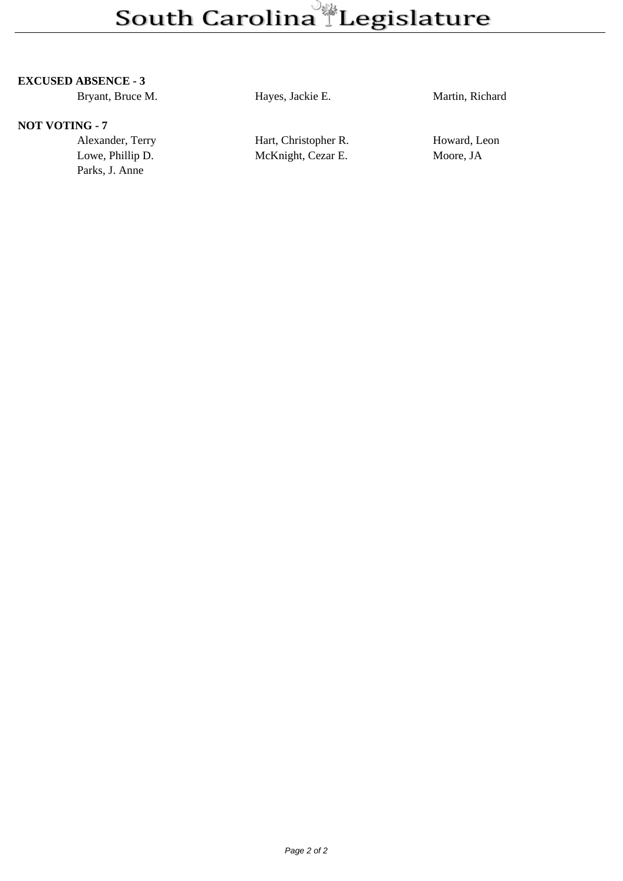**EXCUSED ABSENCE - 3**

| | | |
|---|---|---|
| Bryant, Bruce M. | Hayes, Jackie E. | Martin, Richard |

**NOT VOTING - 7**

| | | |
|---|---|---|
| Alexander, Terry | Hart, Christopher R. | Howard, Leon |
| Lowe, Phillip D. | McKnight, Cezar E. | Moore, JA |
| Parks, J. Anne | | |